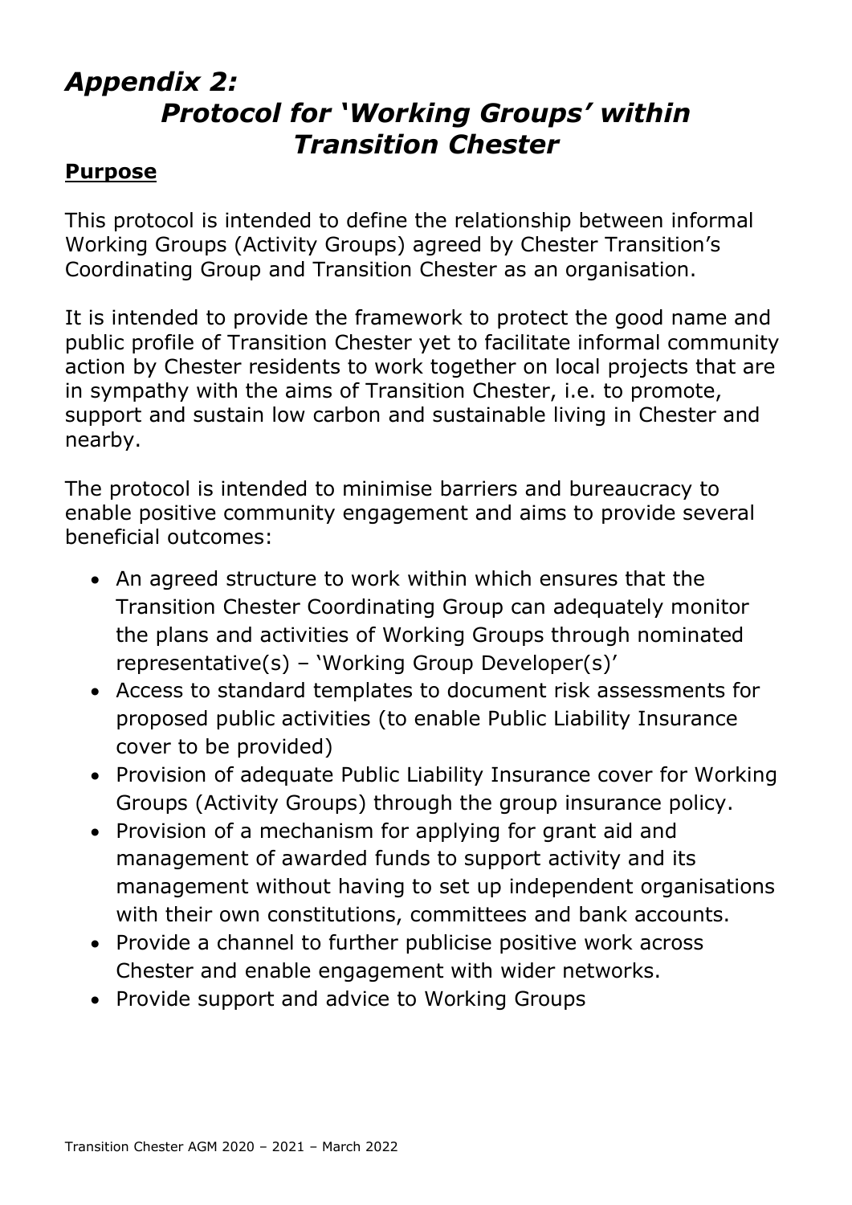# *Appendix 2:*
# *Protocol for 'Working Groups' within Transition Chester*

## Purpose

This protocol is intended to define the relationship between informal Working Groups (Activity Groups) agreed by Chester Transition's Coordinating Group and Transition Chester as an organisation.

It is intended to provide the framework to protect the good name and public profile of Transition Chester yet to facilitate informal community action by Chester residents to work together on local projects that are in sympathy with the aims of Transition Chester, i.e. to promote, support and sustain low carbon and sustainable living in Chester and nearby.

The protocol is intended to minimise barriers and bureaucracy to enable positive community engagement and aims to provide several beneficial outcomes:

- An agreed structure to work within which ensures that the Transition Chester Coordinating Group can adequately monitor the plans and activities of Working Groups through nominated representative(s) – 'Working Group Developer(s)'
- Access to standard templates to document risk assessments for proposed public activities (to enable Public Liability Insurance cover to be provided)
- Provision of adequate Public Liability Insurance cover for Working Groups (Activity Groups) through the group insurance policy.
- Provision of a mechanism for applying for grant aid and management of awarded funds to support activity and its management without having to set up independent organisations with their own constitutions, committees and bank accounts.
- Provide a channel to further publicise positive work across Chester and enable engagement with wider networks.
- Provide support and advice to Working Groups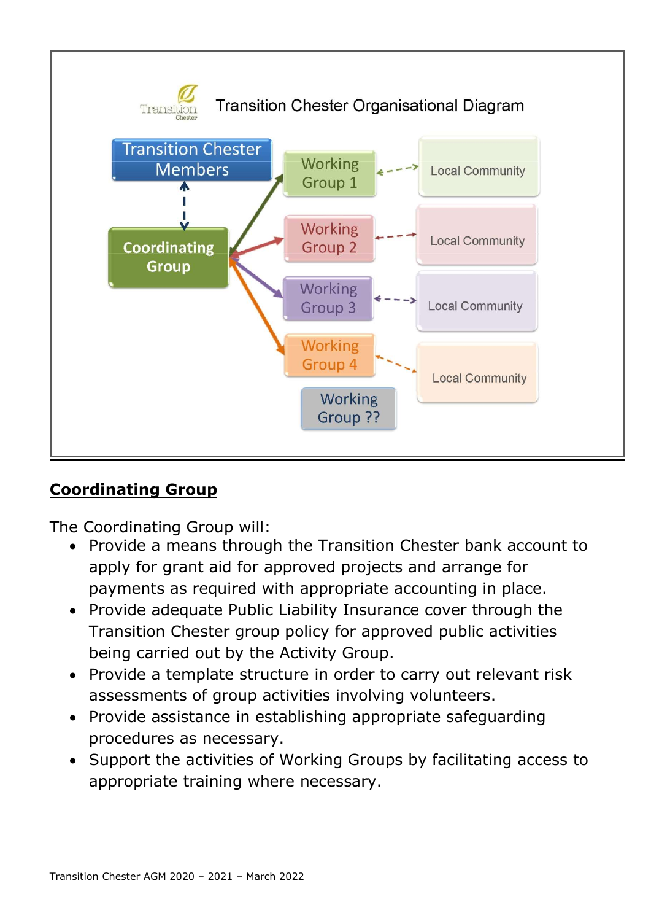Transition Chester Organisational Diagram

Transition Chester Members

Coordinating Group

Working Group 1 — Local Community

Working Group 2 — Local Community

Working Group 3 — Local Community

Working Group 4 — Local Community

Working Group ??

## **Coordinating Group**

The Coordinating Group will:

- Provide a means through the Transition Chester bank account to apply for grant aid for approved projects and arrange for payments as required with appropriate accounting in place.
- Provide adequate Public Liability Insurance cover through the Transition Chester group policy for approved public activities being carried out by the Activity Group.
- Provide a template structure in order to carry out relevant risk assessments of group activities involving volunteers.
- Provide assistance in establishing appropriate safeguarding procedures as necessary.
- Support the activities of Working Groups by facilitating access to appropriate training where necessary.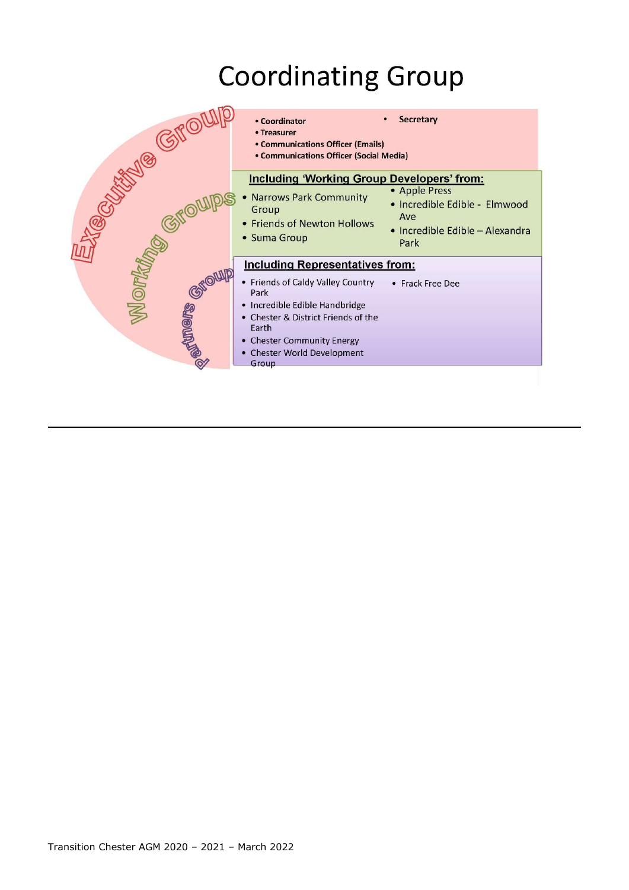# Coordinating Group

## Executive Group

- Coordinator
- Secretary
- Treasurer
- Communications Officer (Emails)
- Communications Officer (Social Media)

## Working Groups

**Including 'Working Group Developers' from:**

- Narrows Park Community Group
- Friends of Newton Hollows
- Suma Group
- Apple Press
- Incredible Edible - Elmwood Ave
- Incredible Edible – Alexandra Park

## Partners Group

**Including Representatives from:**

- Friends of Caldy Valley Country Park
- Incredible Edible Handbridge
- Chester & District Friends of the Earth
- Chester Community Energy
- Chester World Development Group
- Frack Free Dee

---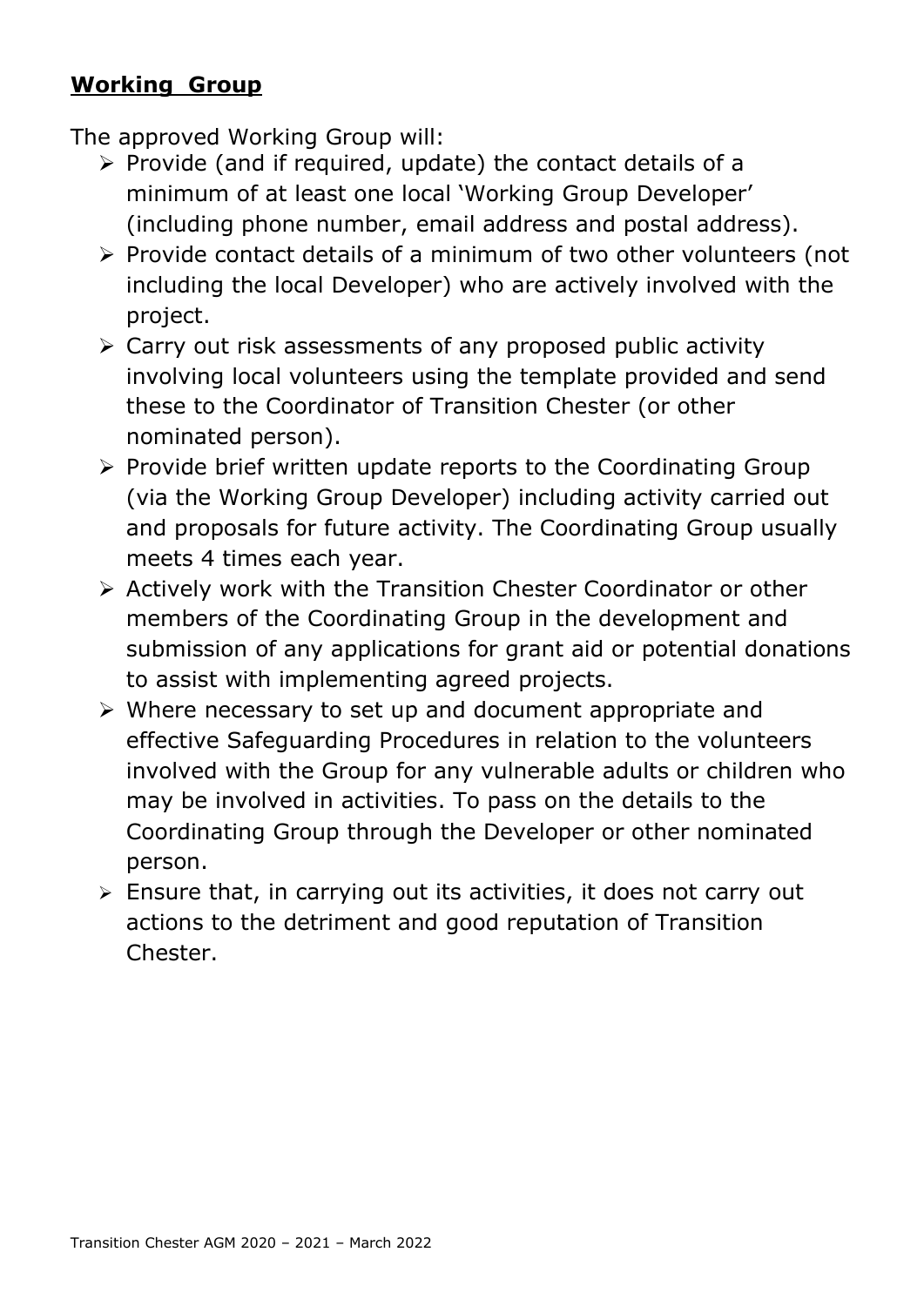## Working Group

The approved Working Group will:

- Provide (and if required, update) the contact details of a minimum of at least one local 'Working Group Developer' (including phone number, email address and postal address).
- Provide contact details of a minimum of two other volunteers (not including the local Developer) who are actively involved with the project.
- Carry out risk assessments of any proposed public activity involving local volunteers using the template provided and send these to the Coordinator of Transition Chester (or other nominated person).
- Provide brief written update reports to the Coordinating Group (via the Working Group Developer) including activity carried out and proposals for future activity. The Coordinating Group usually meets 4 times each year.
- Actively work with the Transition Chester Coordinator or other members of the Coordinating Group in the development and submission of any applications for grant aid or potential donations to assist with implementing agreed projects.
- Where necessary to set up and document appropriate and effective Safeguarding Procedures in relation to the volunteers involved with the Group for any vulnerable adults or children who may be involved in activities. To pass on the details to the Coordinating Group through the Developer or other nominated person.
- Ensure that, in carrying out its activities, it does not carry out actions to the detriment and good reputation of Transition Chester.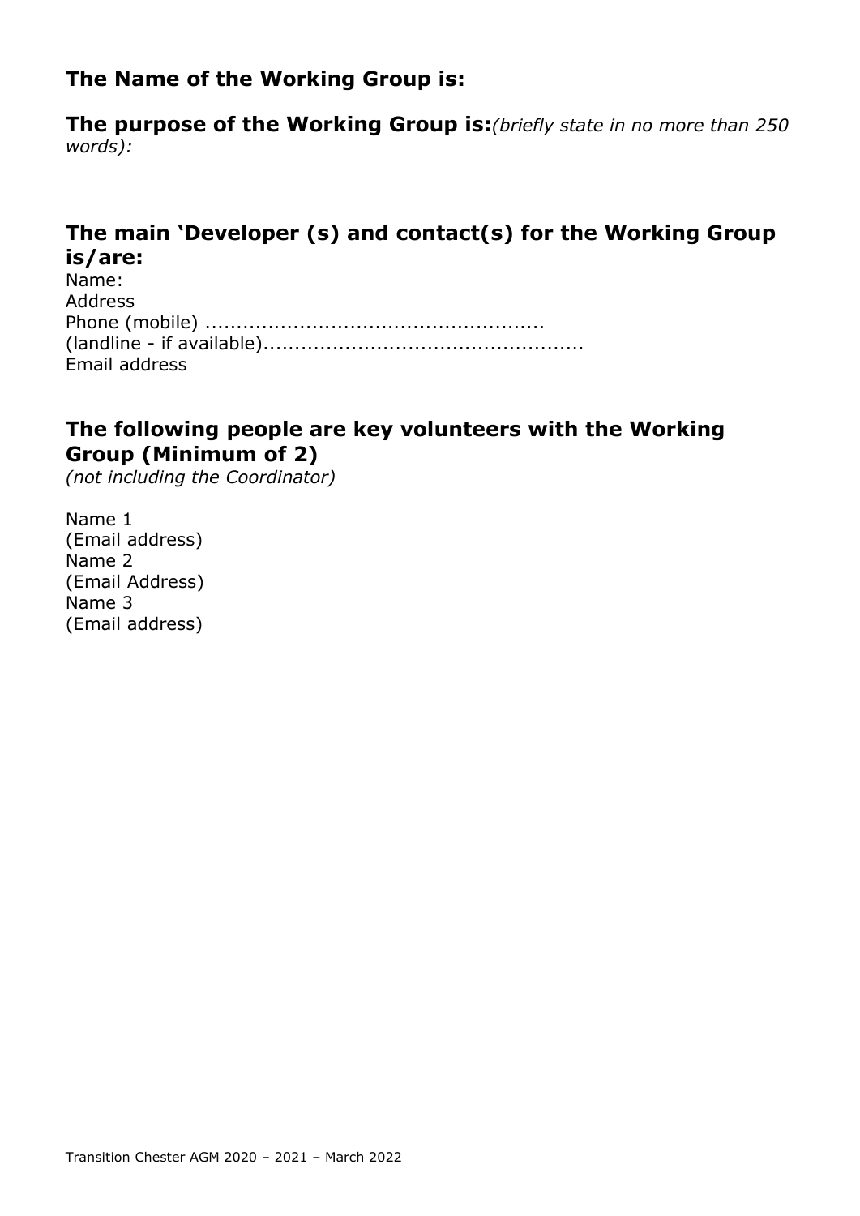### **The Name of the Working Group is:**

**The purpose of the Working Group is:***(briefly state in no more than 250 words):*

### **The main 'Developer (s) and contact(s) for the Working Group is/are:**

Name:
Address
Phone (mobile) .....................................................
(landline - if available)..................................................
Email address

### **The following people are key volunteers with the Working Group (Minimum of 2)**

*(not including the Coordinator)*

Name 1
(Email address)
Name 2
(Email Address)
Name 3
(Email address)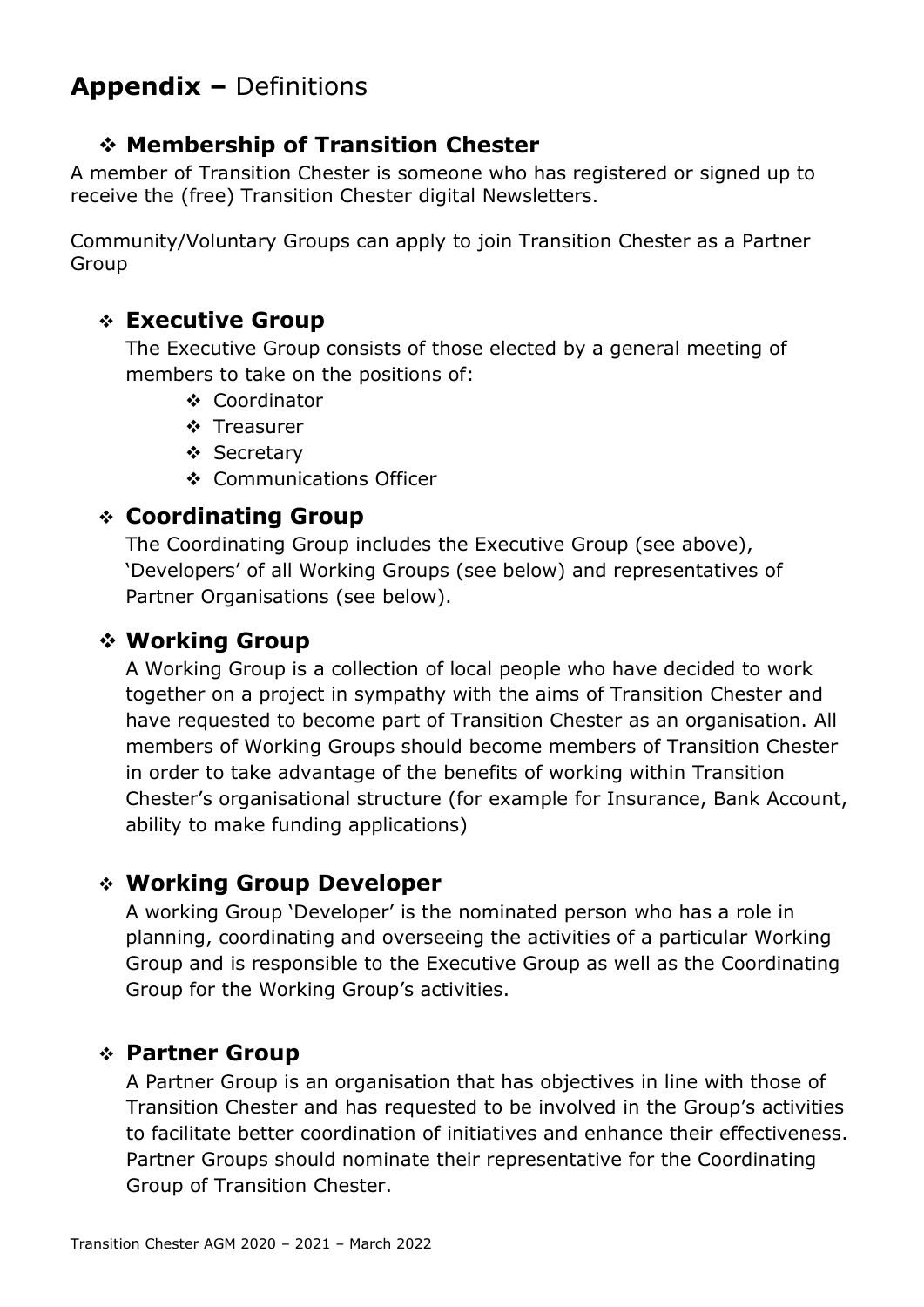# **Appendix –** Definitions

## ❖ **Membership of Transition Chester**

A member of Transition Chester is someone who has registered or signed up to receive the (free) Transition Chester digital Newsletters.

Community/Voluntary Groups can apply to join Transition Chester as a Partner Group

## ❖ **Executive Group**

The Executive Group consists of those elected by a general meeting of members to take on the positions of:

- ❖ Coordinator
- ❖ Treasurer
- ❖ Secretary
- ❖ Communications Officer

## ❖ **Coordinating Group**

The Coordinating Group includes the Executive Group (see above), 'Developers' of all Working Groups (see below) and representatives of Partner Organisations (see below).

## ❖ **Working Group**

A Working Group is a collection of local people who have decided to work together on a project in sympathy with the aims of Transition Chester and have requested to become part of Transition Chester as an organisation. All members of Working Groups should become members of Transition Chester in order to take advantage of the benefits of working within Transition Chester's organisational structure (for example for Insurance, Bank Account, ability to make funding applications)

## ❖ **Working Group Developer**

A working Group 'Developer' is the nominated person who has a role in planning, coordinating and overseeing the activities of a particular Working Group and is responsible to the Executive Group as well as the Coordinating Group for the Working Group's activities.

## ❖ **Partner Group**

A Partner Group is an organisation that has objectives in line with those of Transition Chester and has requested to be involved in the Group's activities to facilitate better coordination of initiatives and enhance their effectiveness. Partner Groups should nominate their representative for the Coordinating Group of Transition Chester.